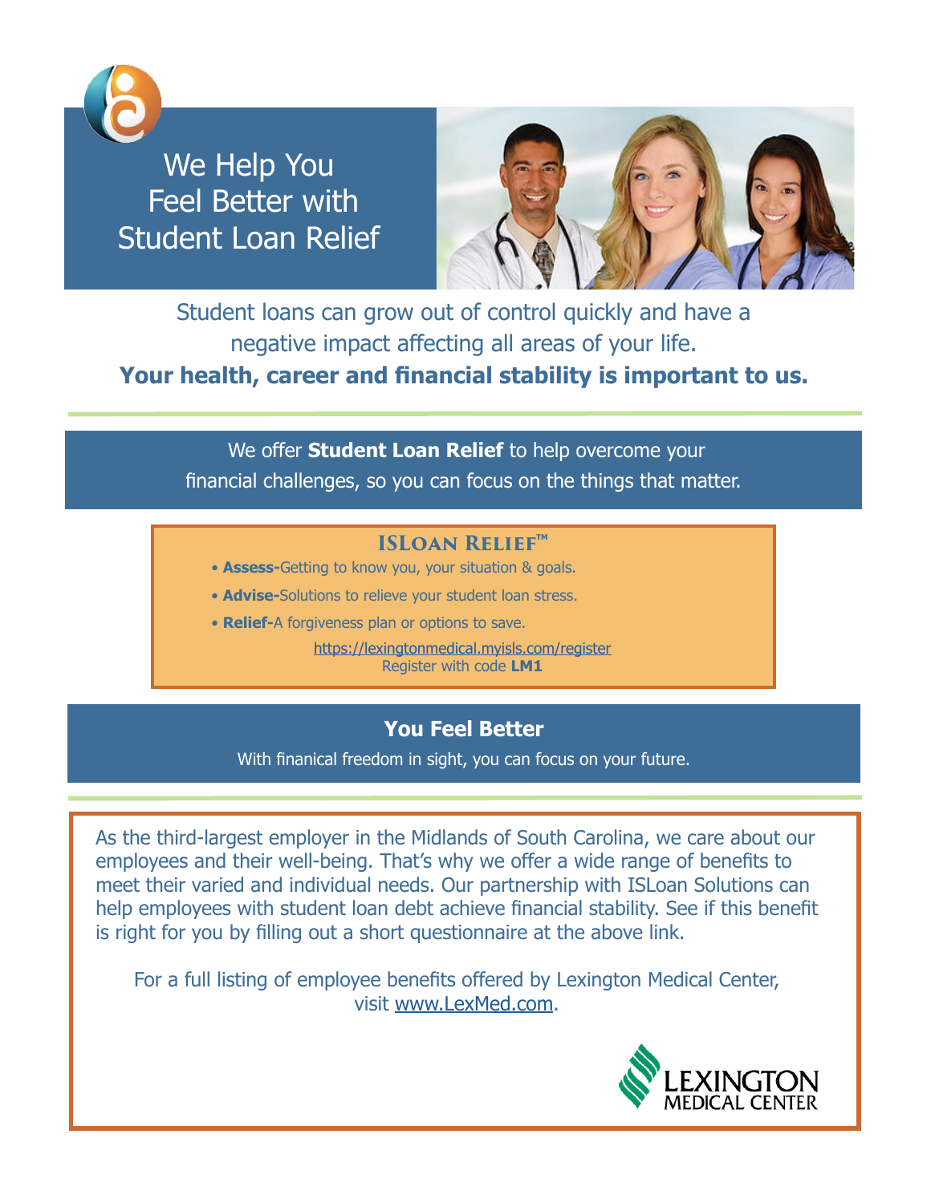# We Help You Feel Better with Student Loan Relief

Student loans can grow out of control quickly and have a negative impact affecting all areas of your life.

**Your health, career and financial stability is important to us.**

---

We offer **Student Loan Relief** to help overcome your financial challenges, so you can focus on the things that matter.

## ISLoan Relief™

- **Assess-**Getting to know you, your situation & goals.
- **Advise-**Solutions to relieve your student loan stress.
- **Relief-**A forgiveness plan or options to save.

https://lexingtonmedical.myisls.com/register
Register with code **LM1**

## You Feel Better

With finanical freedom in sight, you can focus on your future.

---

As the third-largest employer in the Midlands of South Carolina, we care about our employees and their well-being. That's why we offer a wide range of benefits to meet their varied and individual needs. Our partnership with ISLoan Solutions can help employees with student loan debt achieve financial stability. See if this benefit is right for you by filling out a short questionnaire at the above link.

For a full listing of employee benefits offered by Lexington Medical Center, visit www.LexMed.com.

LEXINGTON MEDICAL CENTER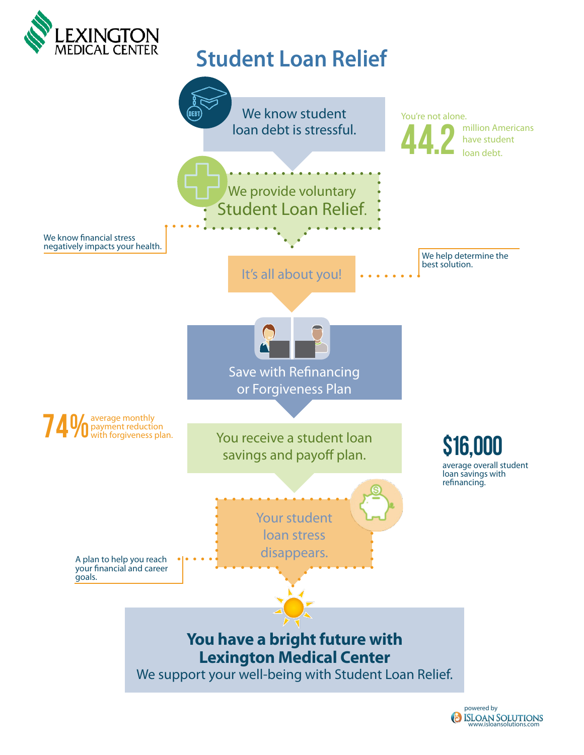LEXINGTON MEDICAL CENTER

# Student Loan Relief

We know student loan debt is stressful.

You're not alone.
**44.2** million Americans have student loan debt.

We provide voluntary Student Loan Relief.

We know financial stress negatively impacts your health.

It's all about you!

We help determine the best solution.

Save with Refinancing or Forgiveness Plan

**74%** average monthly payment reduction with forgiveness plan.

You receive a student loan savings and payoff plan.

**$16,000** average overall student loan savings with refinancing.

Your student loan stress disappears.

A plan to help you reach your financial and career goals.

**You have a bright future with Lexington Medical Center**

We support your well-being with Student Loan Relief.

powered by ISLOAN SOLUTIONS www.isloansolutions.com